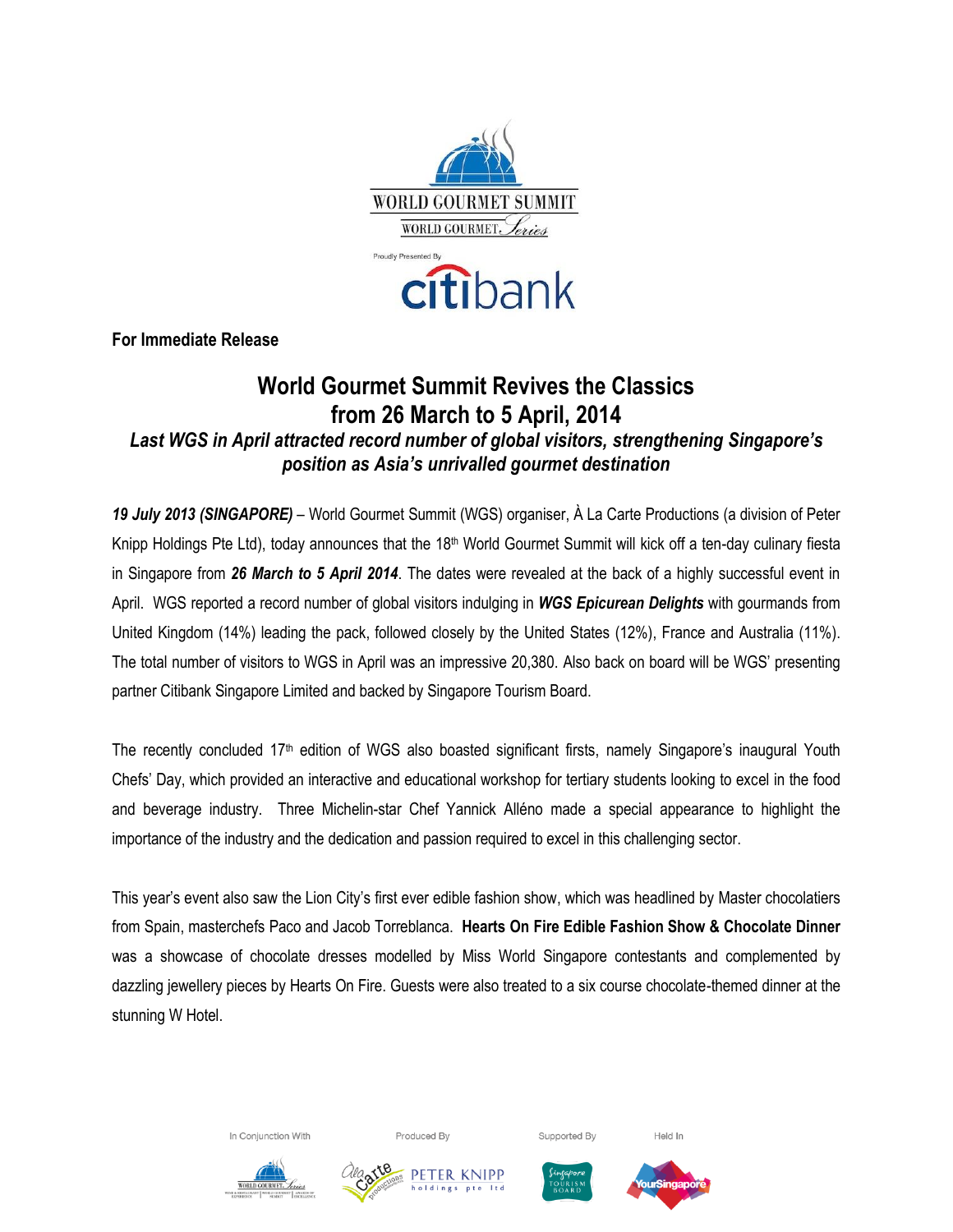WORLD GOURMET SUMMIT

WORLD GOURMET Series

Proudly Presented By

citibank

**For Immediate Release**

# World Gourmet Summit Revives the Classics from 26 March to 5 April, 2014

***Last WGS in April attracted record number of global visitors, strengthening Singapore's position as Asia's unrivalled gourmet destination***

***19 July 2013 (SINGAPORE)*** – World Gourmet Summit (WGS) organiser, À La Carte Productions (a division of Peter Knipp Holdings Pte Ltd), today announces that the 18th World Gourmet Summit will kick off a ten-day culinary fiesta in Singapore from ***26 March to 5 April 2014***. The dates were revealed at the back of a highly successful event in April. WGS reported a record number of global visitors indulging in ***WGS Epicurean Delights*** with gourmands from United Kingdom (14%) leading the pack, followed closely by the United States (12%), France and Australia (11%). The total number of visitors to WGS in April was an impressive 20,380. Also back on board will be WGS' presenting partner Citibank Singapore Limited and backed by Singapore Tourism Board.

The recently concluded 17th edition of WGS also boasted significant firsts, namely Singapore's inaugural Youth Chefs' Day, which provided an interactive and educational workshop for tertiary students looking to excel in the food and beverage industry. Three Michelin-star Chef Yannick Alléno made a special appearance to highlight the importance of the industry and the dedication and passion required to excel in this challenging sector.

This year's event also saw the Lion City's first ever edible fashion show, which was headlined by Master chocolatiers from Spain, masterchefs Paco and Jacob Torreblanca. **Hearts On Fire Edible Fashion Show & Chocolate Dinner** was a showcase of chocolate dresses modelled by Miss World Singapore contestants and complemented by dazzling jewellery pieces by Hearts On Fire. Guests were also treated to a six course chocolate-themed dinner at the stunning W Hotel.

In Conjunction With | Produced By | Supported By | Held In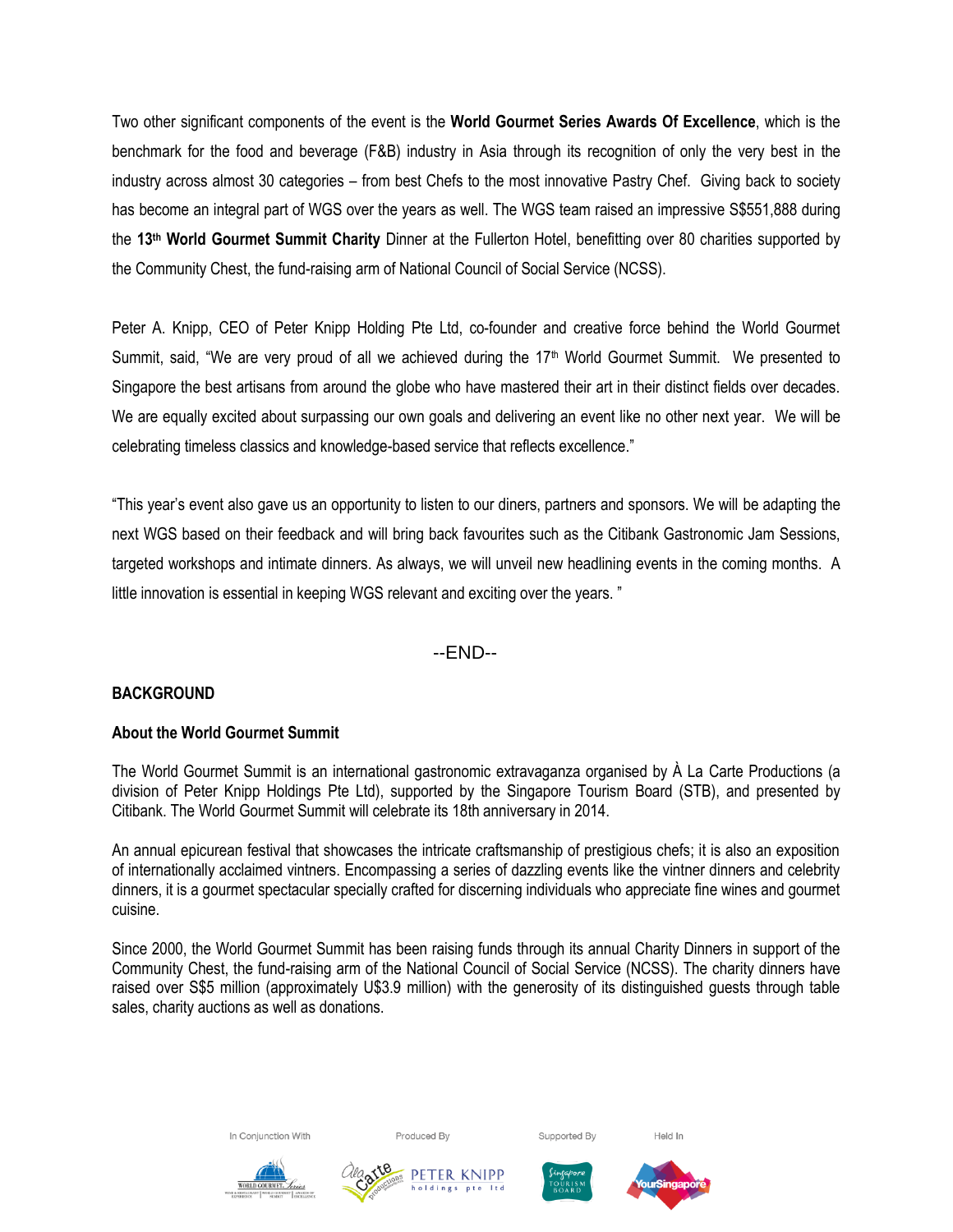Two other significant components of the event is the **World Gourmet Series Awards Of Excellence**, which is the benchmark for the food and beverage (F&B) industry in Asia through its recognition of only the very best in the industry across almost 30 categories – from best Chefs to the most innovative Pastry Chef. Giving back to society has become an integral part of WGS over the years as well. The WGS team raised an impressive S$551,888 during the **13th World Gourmet Summit Charity** Dinner at the Fullerton Hotel, benefitting over 80 charities supported by the Community Chest, the fund-raising arm of National Council of Social Service (NCSS).

Peter A. Knipp, CEO of Peter Knipp Holding Pte Ltd, co-founder and creative force behind the World Gourmet Summit, said, "We are very proud of all we achieved during the 17th World Gourmet Summit. We presented to Singapore the best artisans from around the globe who have mastered their art in their distinct fields over decades. We are equally excited about surpassing our own goals and delivering an event like no other next year. We will be celebrating timeless classics and knowledge-based service that reflects excellence."

"This year's event also gave us an opportunity to listen to our diners, partners and sponsors. We will be adapting the next WGS based on their feedback and will bring back favourites such as the Citibank Gastronomic Jam Sessions, targeted workshops and intimate dinners. As always, we will unveil new headlining events in the coming months. A little innovation is essential in keeping WGS relevant and exciting over the years. "

--END--

**BACKGROUND**

**About the World Gourmet Summit**

The World Gourmet Summit is an international gastronomic extravaganza organised by À La Carte Productions (a division of Peter Knipp Holdings Pte Ltd), supported by the Singapore Tourism Board (STB), and presented by Citibank. The World Gourmet Summit will celebrate its 18th anniversary in 2014.

An annual epicurean festival that showcases the intricate craftsmanship of prestigious chefs; it is also an exposition of internationally acclaimed vintners. Encompassing a series of dazzling events like the vintner dinners and celebrity dinners, it is a gourmet spectacular specially crafted for discerning individuals who appreciate fine wines and gourmet cuisine.

Since 2000, the World Gourmet Summit has been raising funds through its annual Charity Dinners in support of the Community Chest, the fund-raising arm of the National Council of Social Service (NCSS). The charity dinners have raised over S$5 million (approximately U$3.9 million) with the generosity of its distinguished guests through table sales, charity auctions as well as donations.

In Conjunction With | Produced By | Supported By | Held In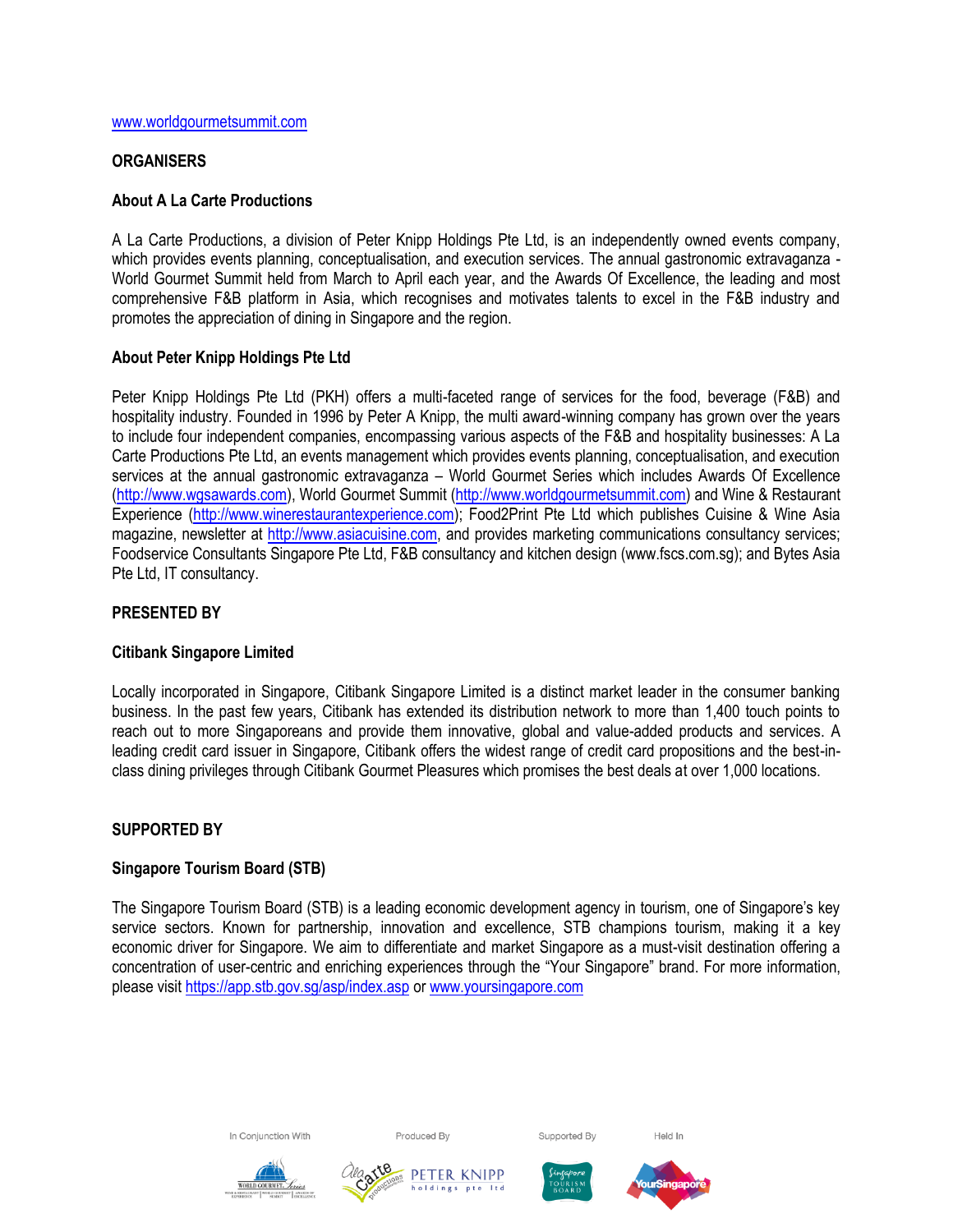www.worldgourmetsummit.com

## ORGANISERS

### About A La Carte Productions

A La Carte Productions, a division of Peter Knipp Holdings Pte Ltd, is an independently owned events company, which provides events planning, conceptualisation, and execution services. The annual gastronomic extravaganza - World Gourmet Summit held from March to April each year, and the Awards Of Excellence, the leading and most comprehensive F&B platform in Asia, which recognises and motivates talents to excel in the F&B industry and promotes the appreciation of dining in Singapore and the region.

### About Peter Knipp Holdings Pte Ltd

Peter Knipp Holdings Pte Ltd (PKH) offers a multi-faceted range of services for the food, beverage (F&B) and hospitality industry. Founded in 1996 by Peter A Knipp, the multi award-winning company has grown over the years to include four independent companies, encompassing various aspects of the F&B and hospitality businesses: A La Carte Productions Pte Ltd, an events management which provides events planning, conceptualisation, and execution services at the annual gastronomic extravaganza – World Gourmet Series which includes Awards Of Excellence (http://www.wgsawards.com), World Gourmet Summit (http://www.worldgourmetsummit.com) and Wine & Restaurant Experience (http://www.winerestaurantexperience.com); Food2Print Pte Ltd which publishes Cuisine & Wine Asia magazine, newsletter at http://www.asiacuisine.com, and provides marketing communications consultancy services; Foodservice Consultants Singapore Pte Ltd, F&B consultancy and kitchen design (www.fscs.com.sg); and Bytes Asia Pte Ltd, IT consultancy.

## PRESENTED BY

### Citibank Singapore Limited

Locally incorporated in Singapore, Citibank Singapore Limited is a distinct market leader in the consumer banking business. In the past few years, Citibank has extended its distribution network to more than 1,400 touch points to reach out to more Singaporeans and provide them innovative, global and value-added products and services. A leading credit card issuer in Singapore, Citibank offers the widest range of credit card propositions and the best-in-class dining privileges through Citibank Gourmet Pleasures which promises the best deals at over 1,000 locations.

## SUPPORTED BY

### Singapore Tourism Board (STB)

The Singapore Tourism Board (STB) is a leading economic development agency in tourism, one of Singapore's key service sectors. Known for partnership, innovation and excellence, STB champions tourism, making it a key economic driver for Singapore. We aim to differentiate and market Singapore as a must-visit destination offering a concentration of user-centric and enriching experiences through the "Your Singapore" brand. For more information, please visit https://app.stb.gov.sg/asp/index.asp or www.yoursingapore.com

In Conjunction With | Produced By | Supported By | Held In